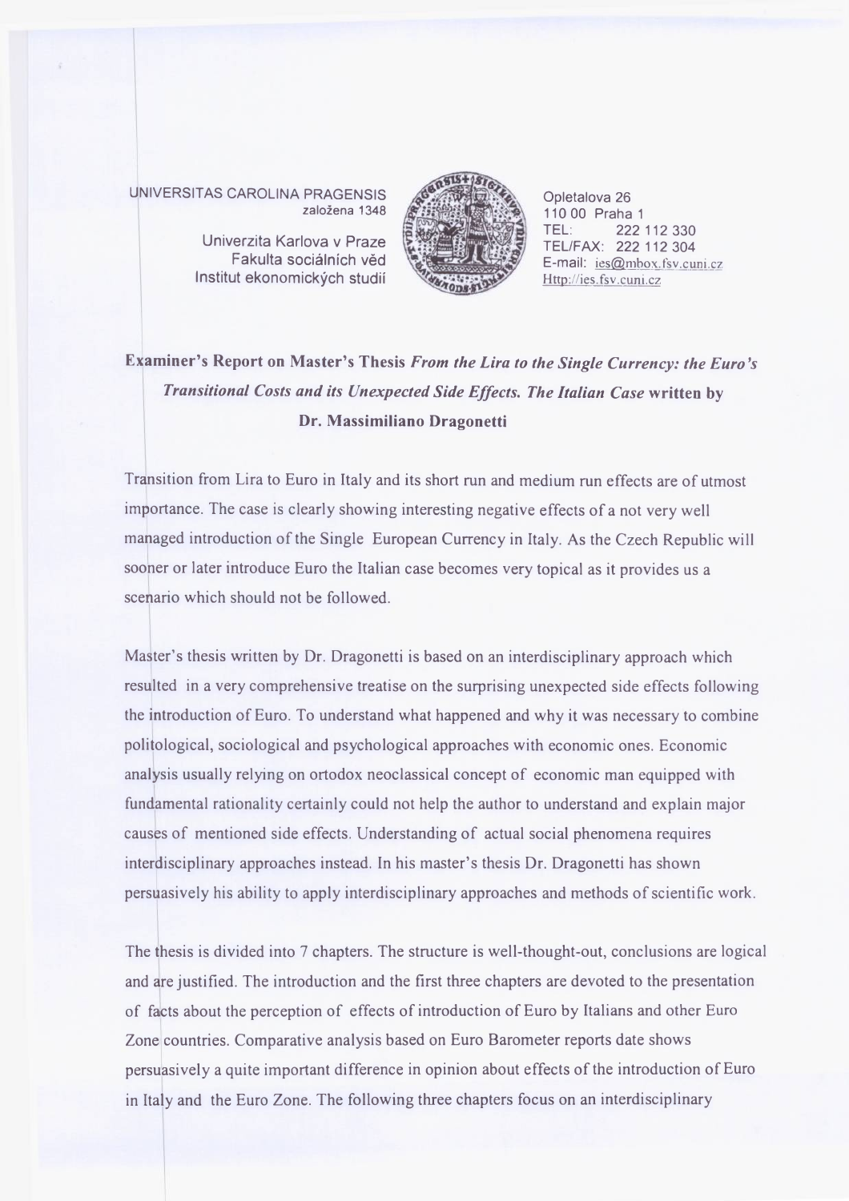UNIVERSITAS CAROLINA PRAGENSIS
založena 1348

Univerzita Karlova v Praze
Fakulta sociálních věd
Institut ekonomických studií

Opletalova 26
110 00 Praha 1
TEL: 222 112 330
TEL/FAX: 222 112 304
E-mail: ies@mbox.fsv.cuni.cz
Http://ies.fsv.cuni.cz

**Examiner's Report on Master's Thesis *From the Lira to the Single Currency: the Euro's Transitional Costs and its Unexpected Side Effects. The Italian Case* written by Dr. Massimiliano Dragonetti**

Transition from Lira to Euro in Italy and its short run and medium run effects are of utmost importance. The case is clearly showing interesting negative effects of a not very well managed introduction of the Single European Currency in Italy. As the Czech Republic will sooner or later introduce Euro the Italian case becomes very topical as it provides us a scenario which should not be followed.

Master's thesis written by Dr. Dragonetti is based on an interdisciplinary approach which resulted in a very comprehensive treatise on the surprising unexpected side effects following the introduction of Euro. To understand what happened and why it was necessary to combine politological, sociological and psychological approaches with economic ones. Economic analysis usually relying on ortodox neoclassical concept of economic man equipped with fundamental rationality certainly could not help the author to understand and explain major causes of mentioned side effects. Understanding of actual social phenomena requires interdisciplinary approaches instead. In his master's thesis Dr. Dragonetti has shown persuasively his ability to apply interdisciplinary approaches and methods of scientific work.

The thesis is divided into 7 chapters. The structure is well-thought-out, conclusions are logical and are justified. The introduction and the first three chapters are devoted to the presentation of facts about the perception of effects of introduction of Euro by Italians and other Euro Zone countries. Comparative analysis based on Euro Barometer reports date shows persuasively a quite important difference in opinion about effects of the introduction of Euro in Italy and the Euro Zone. The following three chapters focus on an interdisciplinary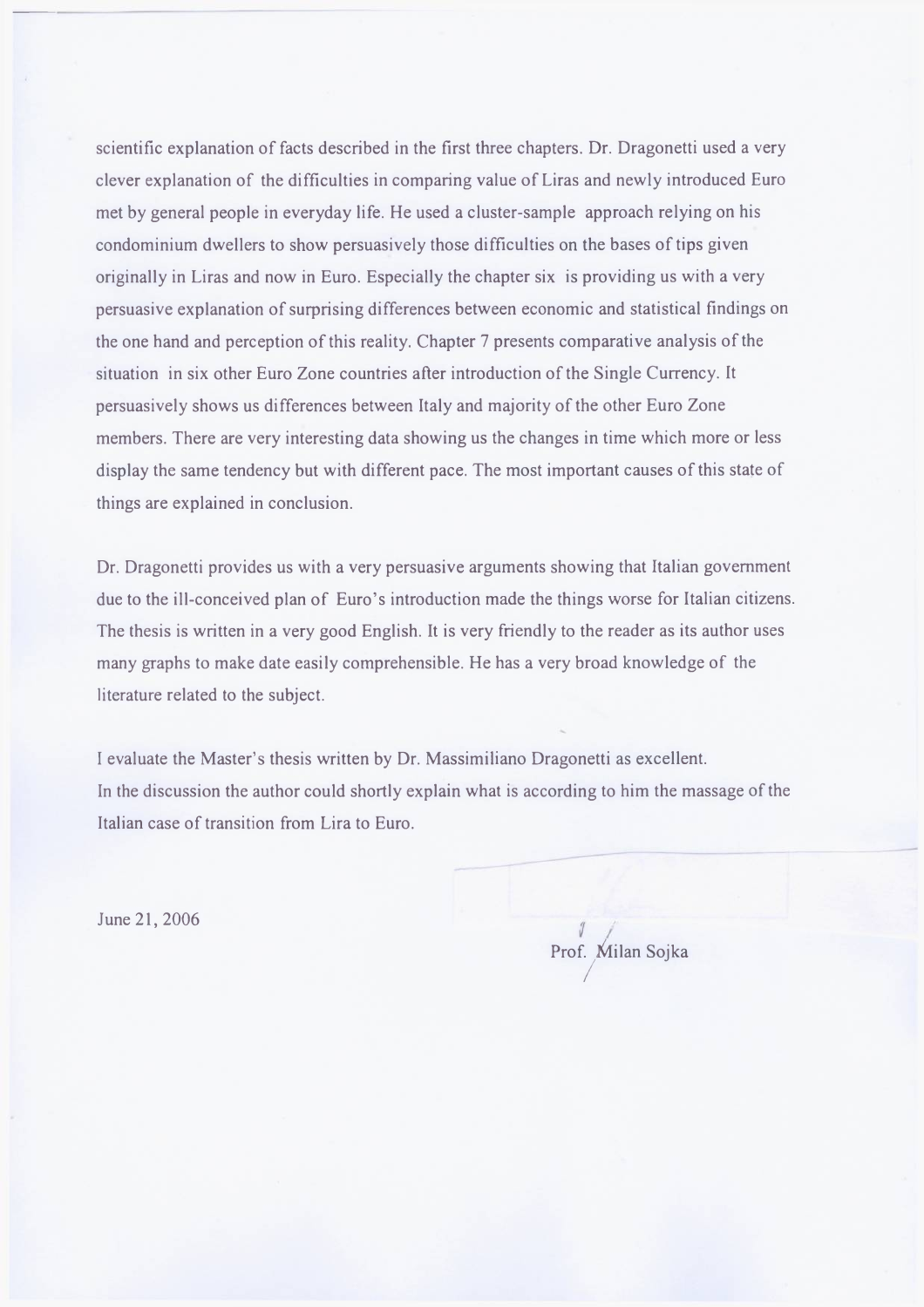scientific explanation of facts described in the first three chapters. Dr. Dragonetti used a very clever explanation of the difficulties in comparing value of Liras and newly introduced Euro met by general people in everyday life. He used a cluster-sample approach relying on his condominium dwellers to show persuasively those difficulties on the bases of tips given originally in Liras and now in Euro. Especially the chapter six is providing us with a very persuasive explanation of surprising differences between economic and statistical findings on the one hand and perception of this reality. Chapter 7 presents comparative analysis of the situation in six other Euro Zone countries after introduction of the Single Currency. It persuasively shows us differences between Italy and majority of the other Euro Zone members. There are very interesting data showing us the changes in time which more or less display the same tendency but with different pace. The most important causes of this state of things are explained in conclusion.

Dr. Dragonetti provides us with a very persuasive arguments showing that Italian government due to the ill-conceived plan of Euro's introduction made the things worse for Italian citizens. The thesis is written in a very good English. It is very friendly to the reader as its author uses many graphs to make date easily comprehensible. He has a very broad knowledge of the literature related to the subject.

I evaluate the Master's thesis written by Dr. Massimiliano Dragonetti as excellent.
In the discussion the author could shortly explain what is according to him the massage of the Italian case of transition from Lira to Euro.

June 21, 2006

Prof. Milan Sojka